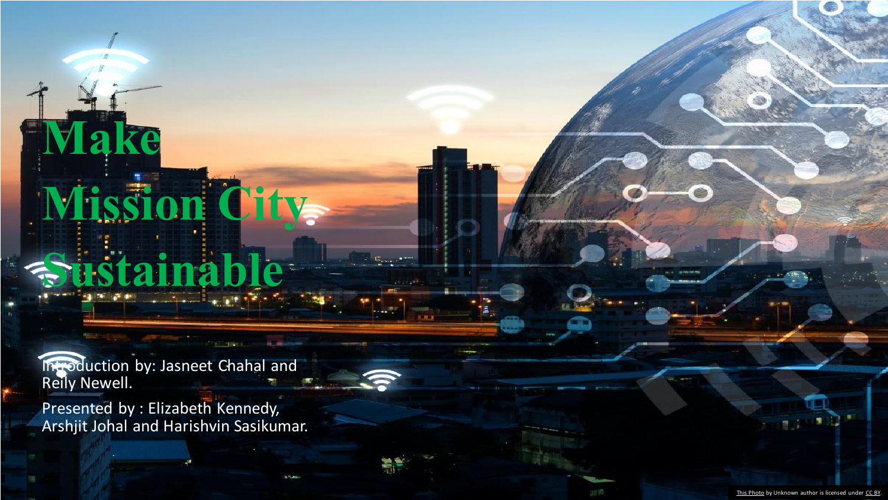# Make Mission City Sustainable

Introduction by: Jasneet Chahal and Reily Newell.

Presented by : Elizabeth Kennedy, Arshjit Johal and Harishvin Sasikumar.

This Photo by Unknown author is licensed under CC BY.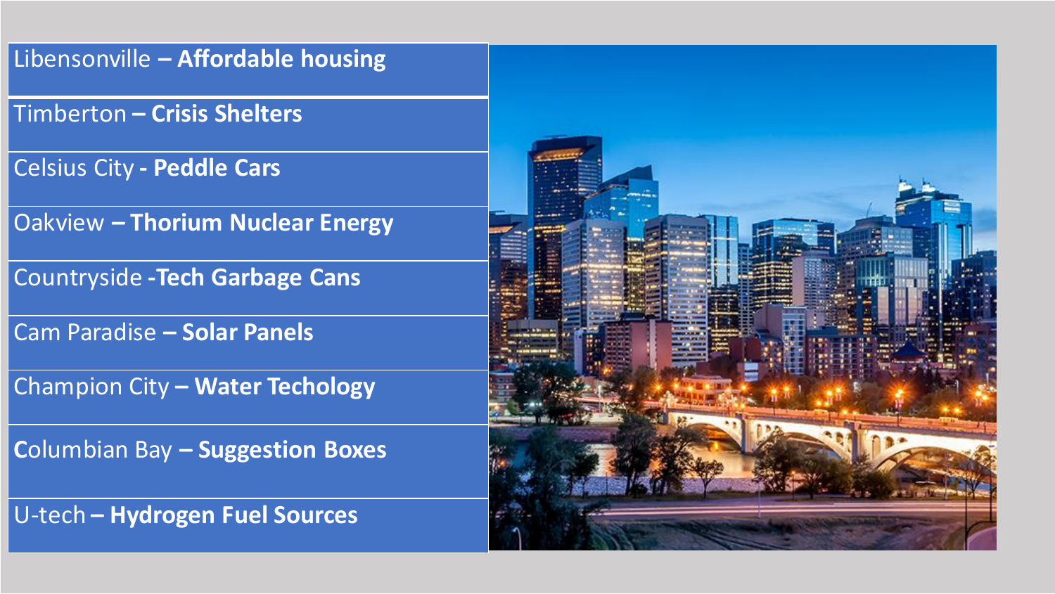- Libensonville – **Affordable housing**
- Timberton – **Crisis Shelters**
- Celsius City - **Peddle Cars**
- Oakview – **Thorium Nuclear Energy**
- Countryside -**Tech Garbage Cans**
- Cam Paradise – **Solar Panels**
- Champion City – **Water Techology**
- **C**olumbian Bay – **Suggestion Boxes**
- U-tech – **Hydrogen Fuel Sources**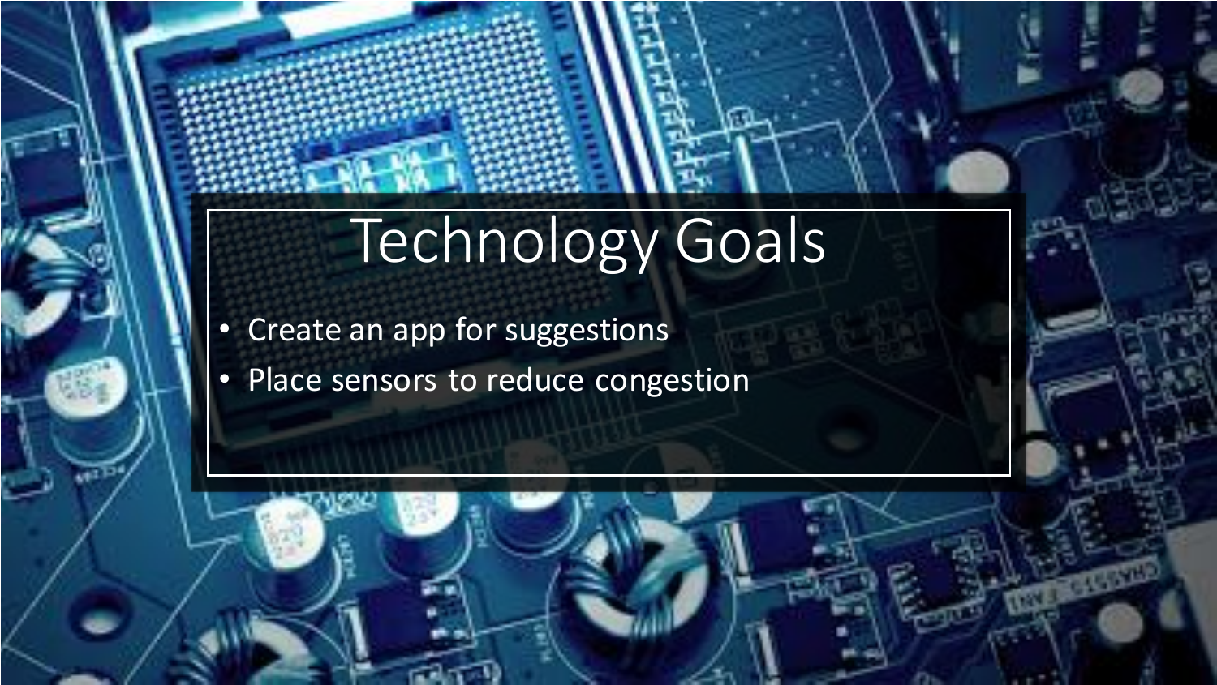# Technology Goals

- Create an app for suggestions
- Place sensors to reduce congestion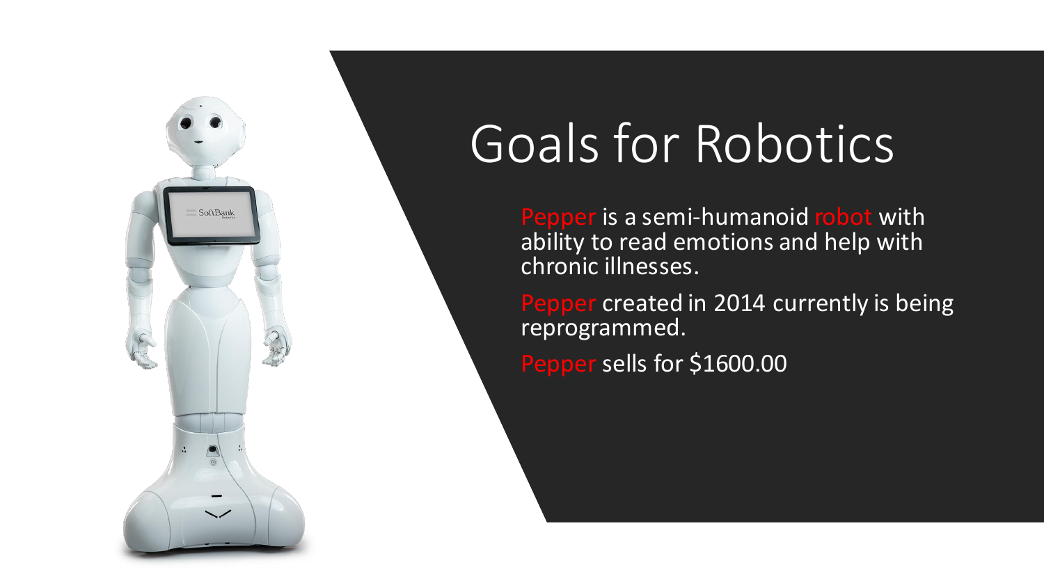# Goals for Robotics

Pepper is a semi-humanoid robot with ability to read emotions and help with chronic illnesses.

Pepper created in 2014 currently is being reprogrammed.

Pepper sells for $1600.00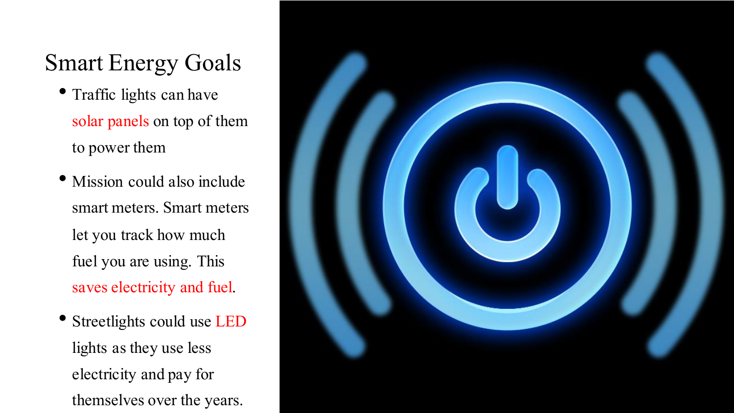# Smart Energy Goals

- Traffic lights can have solar panels on top of them to power them
- Mission could also include smart meters. Smart meters let you track how much fuel you are using. This saves electricity and fuel.
- Streetlights could use LED lights as they use less electricity and pay for themselves over the years.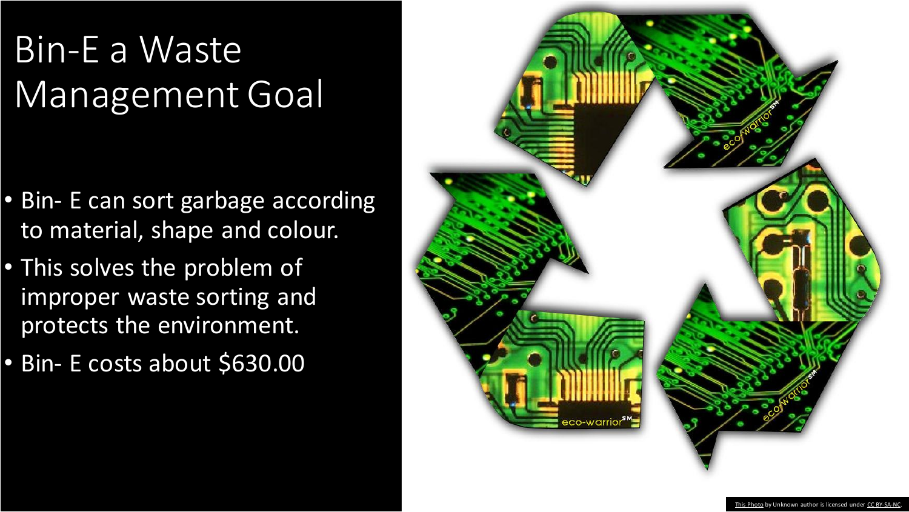# Bin-E a Waste Management Goal

- Bin- E can sort garbage according to material, shape and colour.
- This solves the problem of improper waste sorting and protects the environment.
- Bin- E costs about $630.00

This Photo by Unknown author is licensed under CC BY-SA-NC.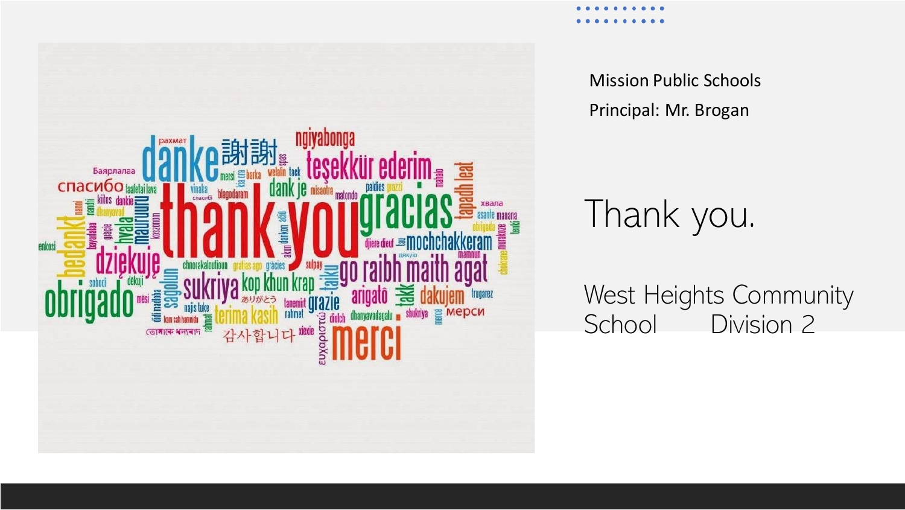Mission Public Schools

Principal: Mr. Brogan

# Thank you.

West Heights Community School Division 2